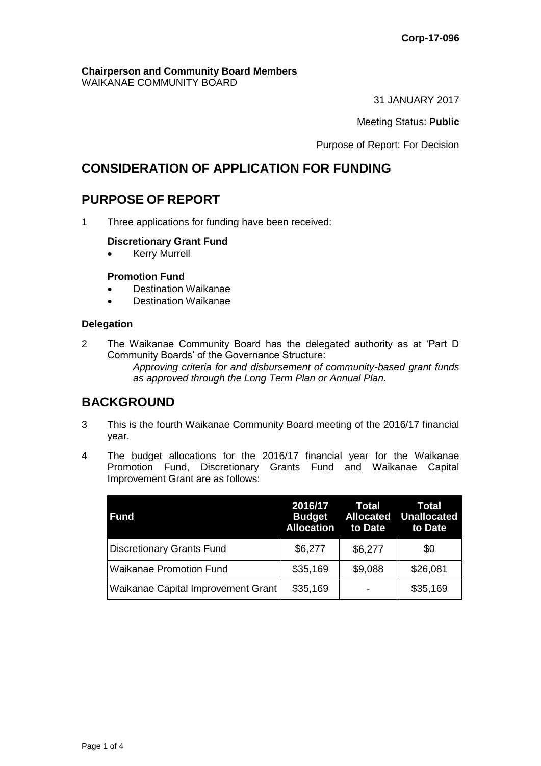**Corp-17-096**

**Chairperson and Community Board Members**
WAIKANAE COMMUNITY BOARD

31 JANUARY 2017

Meeting Status: **Public**

Purpose of Report: For Decision

## CONSIDERATION OF APPLICATION FOR FUNDING

## PURPOSE OF REPORT

1 Three applications for funding have been received:

**Discretionary Grant Fund**

- Kerry Murrell

**Promotion Fund**

- Destination Waikanae
- Destination Waikanae

**Delegation**

2 The Waikanae Community Board has the delegated authority as at 'Part D Community Boards' of the Governance Structure:

*Approving criteria for and disbursement of community-based grant funds as approved through the Long Term Plan or Annual Plan.*

## BACKGROUND

3 This is the fourth Waikanae Community Board meeting of the 2016/17 financial year.

4 The budget allocations for the 2016/17 financial year for the Waikanae Promotion Fund, Discretionary Grants Fund and Waikanae Capital Improvement Grant are as follows:

| Fund | 2016/17 Budget Allocation | Total Allocated to Date | Total Unallocated to Date |
|---|---|---|---|
| Discretionary Grants Fund | $6,277 | $6,277 | $0 |
| Waikanae Promotion Fund | $35,169 | $9,088 | $26,081 |
| Waikanae Capital Improvement Grant | $35,169 | - | $35,169 |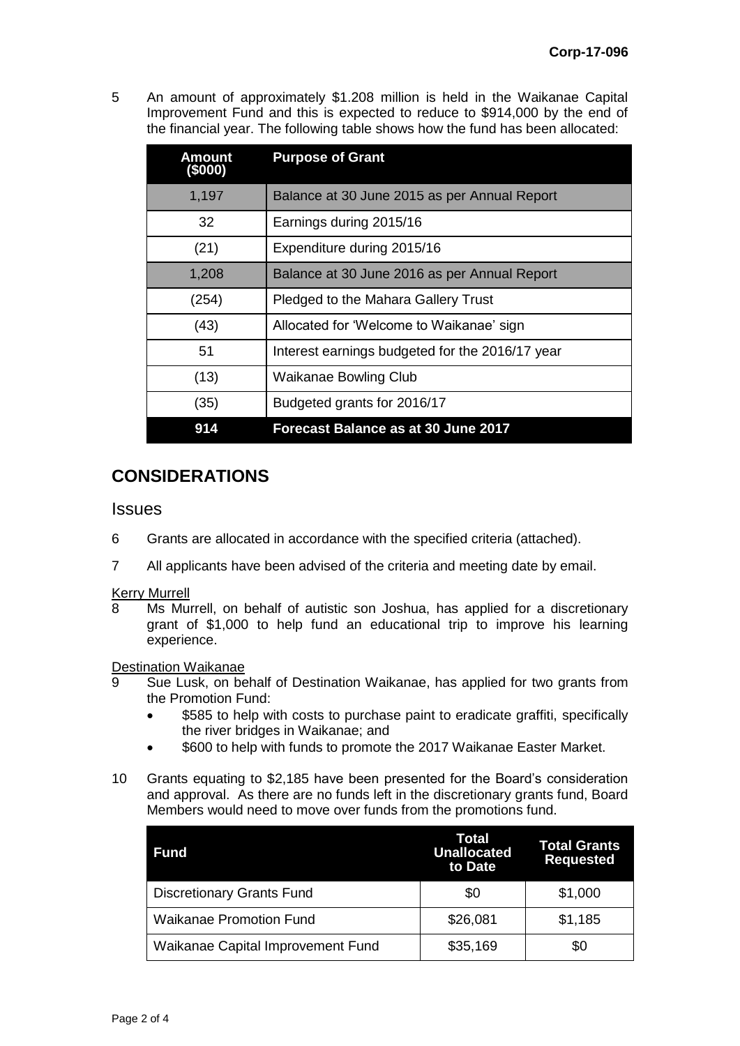5 An amount of approximately $1.208 million is held in the Waikanae Capital Improvement Fund and this is expected to reduce to $914,000 by the end of the financial year. The following table shows how the fund has been allocated:

| Amount ($000) | Purpose of Grant |
|---|---|
| 1,197 | Balance at 30 June 2015 as per Annual Report |
| 32 | Earnings during 2015/16 |
| (21) | Expenditure during 2015/16 |
| 1,208 | Balance at 30 June 2016 as per Annual Report |
| (254) | Pledged to the Mahara Gallery Trust |
| (43) | Allocated for 'Welcome to Waikanae' sign |
| 51 | Interest earnings budgeted for the 2016/17 year |
| (13) | Waikanae Bowling Club |
| (35) | Budgeted grants for 2016/17 |
| **914** | **Forecast Balance as at 30 June 2017** |

## CONSIDERATIONS

### Issues

6 Grants are allocated in accordance with the specified criteria (attached).

7 All applicants have been advised of the criteria and meeting date by email.

Kerry Murrell

8 Ms Murrell, on behalf of autistic son Joshua, has applied for a discretionary grant of $1,000 to help fund an educational trip to improve his learning experience.

Destination Waikanae

9 Sue Lusk, on behalf of Destination Waikanae, has applied for two grants from the Promotion Fund:

- $585 to help with costs to purchase paint to eradicate graffiti, specifically the river bridges in Waikanae; and
- $600 to help with funds to promote the 2017 Waikanae Easter Market.

10 Grants equating to $2,185 have been presented for the Board's consideration and approval. As there are no funds left in the discretionary grants fund, Board Members would need to move over funds from the promotions fund.

| Fund | Total Unallocated to Date | Total Grants Requested |
|---|---|---|
| Discretionary Grants Fund | $0 | $1,000 |
| Waikanae Promotion Fund | $26,081 | $1,185 |
| Waikanae Capital Improvement Fund | $35,169 | $0 |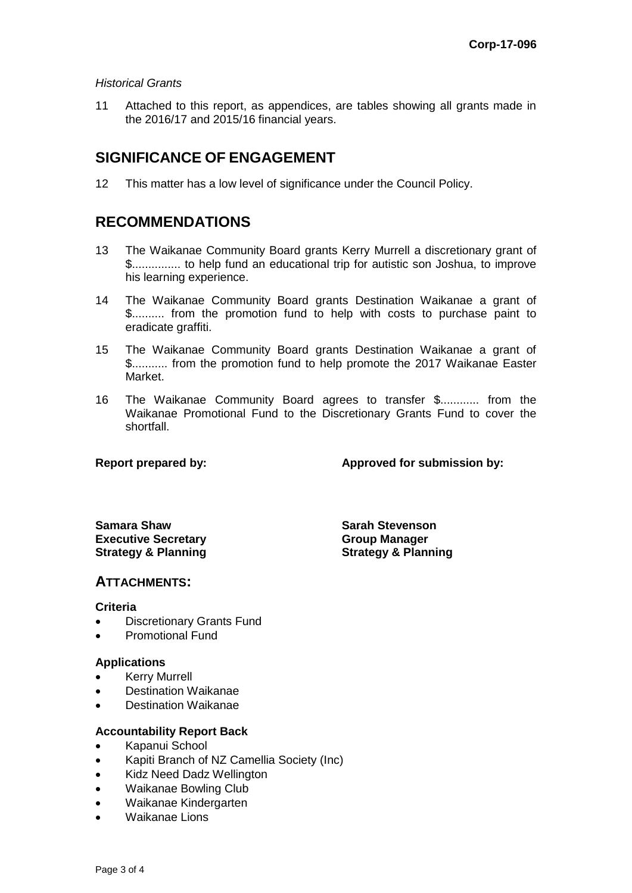*Historical Grants*

11 Attached to this report, as appendices, are tables showing all grants made in the 2016/17 and 2015/16 financial years.

## SIGNIFICANCE OF ENGAGEMENT

12 This matter has a low level of significance under the Council Policy.

## RECOMMENDATIONS

13 The Waikanae Community Board grants Kerry Murrell a discretionary grant of $............... to help fund an educational trip for autistic son Joshua, to improve his learning experience.

14 The Waikanae Community Board grants Destination Waikanae a grant of $.......... from the promotion fund to help with costs to purchase paint to eradicate graffiti.

15 The Waikanae Community Board grants Destination Waikanae a grant of $........... from the promotion fund to help promote the 2017 Waikanae Easter Market.

16 The Waikanae Community Board agrees to transfer $............ from the Waikanae Promotional Fund to the Discretionary Grants Fund to cover the shortfall.

| **Report prepared by:** | **Approved for submission by:** |
|---|---|
| **Samara Shaw** | **Sarah Stevenson** |
| **Executive Secretary** | **Group Manager** |
| **Strategy & Planning** | **Strategy & Planning** |

## ATTACHMENTS:

**Criteria**

- Discretionary Grants Fund
- Promotional Fund

**Applications**

- Kerry Murrell
- Destination Waikanae
- Destination Waikanae

**Accountability Report Back**

- Kapanui School
- Kapiti Branch of NZ Camellia Society (Inc)
- Kidz Need Dadz Wellington
- Waikanae Bowling Club
- Waikanae Kindergarten
- Waikanae Lions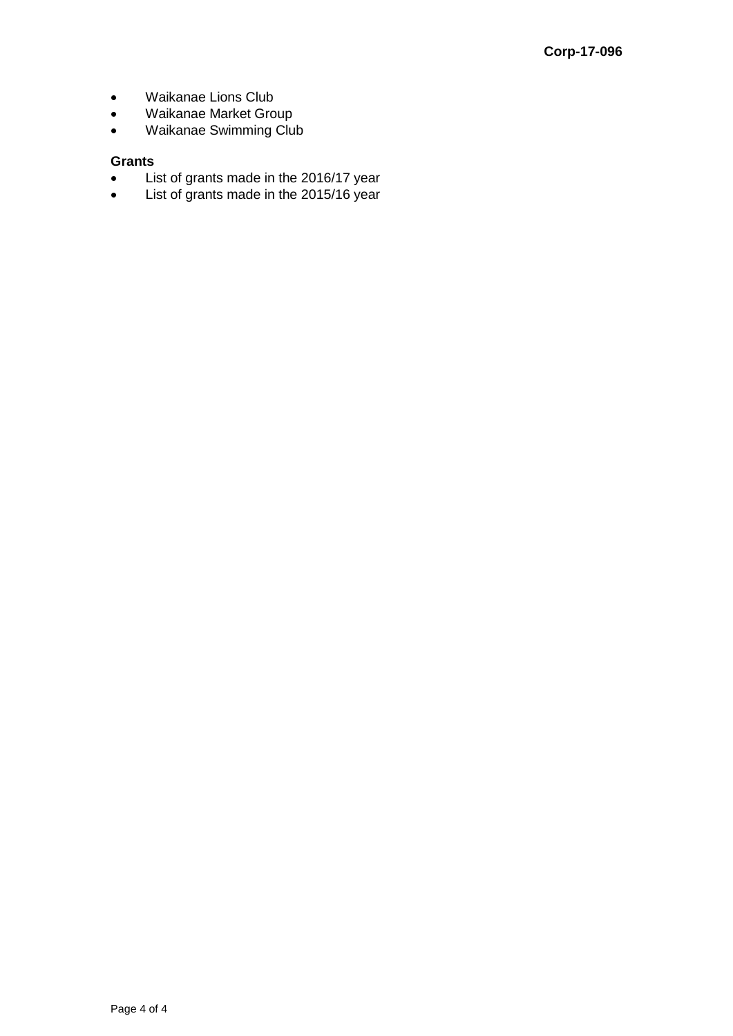- Waikanae Lions Club
- Waikanae Market Group
- Waikanae Swimming Club

**Grants**

- List of grants made in the 2016/17 year
- List of grants made in the 2015/16 year